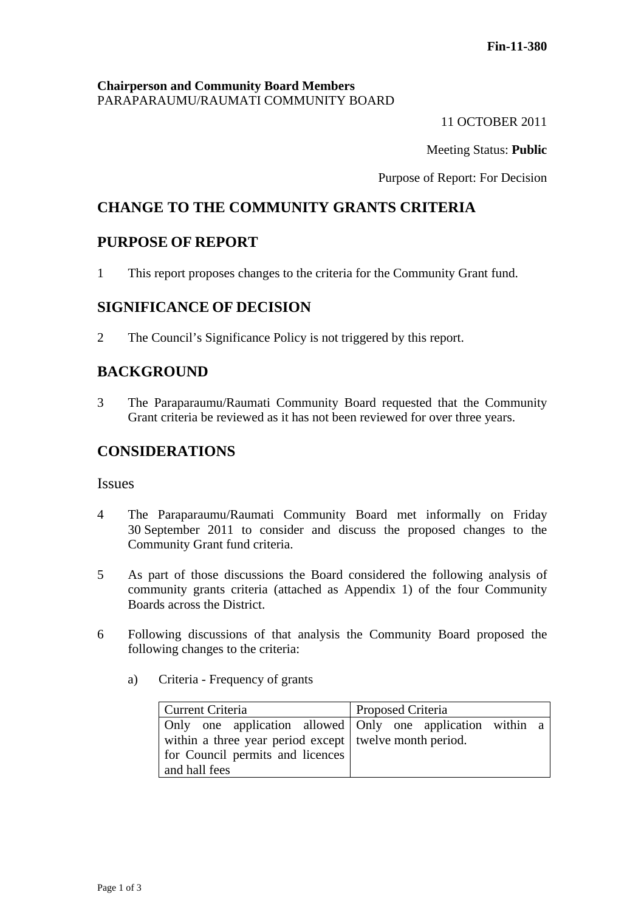**Fin-11-380**

**Chairperson and Community Board Members**
PARAPARAUMU/RAUMATI COMMUNITY BOARD

11 OCTOBER 2011

Meeting Status: **Public**

Purpose of Report: For Decision

## CHANGE TO THE COMMUNITY GRANTS CRITERIA

## PURPOSE OF REPORT

1 This report proposes changes to the criteria for the Community Grant fund.

## SIGNIFICANCE OF DECISION

2 The Council's Significance Policy is not triggered by this report.

## BACKGROUND

3 The Paraparaumu/Raumati Community Board requested that the Community Grant criteria be reviewed as it has not been reviewed for over three years.

## CONSIDERATIONS

### Issues

4 The Paraparaumu/Raumati Community Board met informally on Friday 30 September 2011 to consider and discuss the proposed changes to the Community Grant fund criteria.

5 As part of those discussions the Board considered the following analysis of community grants criteria (attached as Appendix 1) of the four Community Boards across the District.

6 Following discussions of that analysis the Community Board proposed the following changes to the criteria:

a) Criteria - Frequency of grants

| Current Criteria | Proposed Criteria |
| --- | --- |
| Only one application allowed within a three year period except for Council permits and licences and hall fees | Only one application within a twelve month period. |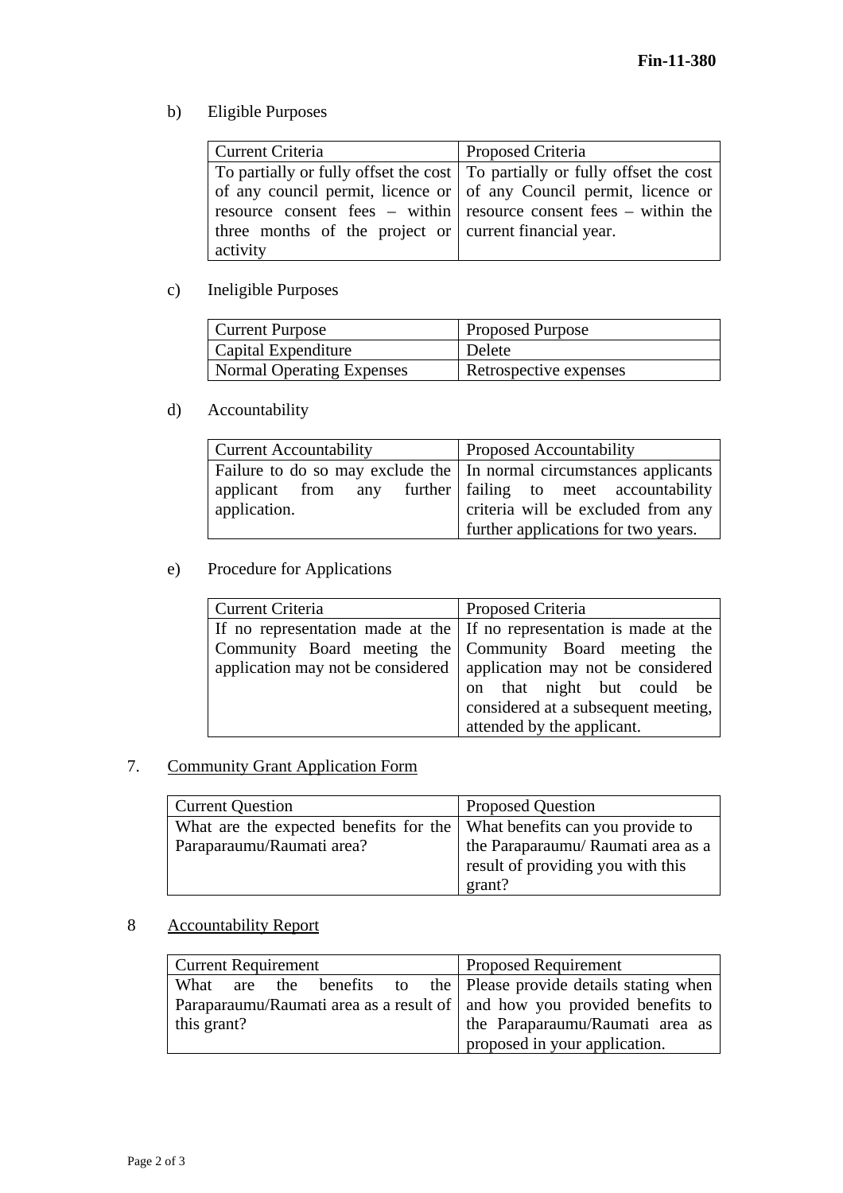Fin-11-380

b) Eligible Purposes

| Current Criteria | Proposed Criteria |
| --- | --- |
| To partially or fully offset the cost of any council permit, licence or resource consent fees – within three months of the project or activity | To partially or fully offset the cost of any Council permit, licence or resource consent fees – within the current financial year. |

c) Ineligible Purposes

| Current Purpose | Proposed Purpose |
| --- | --- |
| Capital Expenditure | Delete |
| Normal Operating Expenses | Retrospective expenses |

d) Accountability

| Current Accountability | Proposed Accountability |
| --- | --- |
| Failure to do so may exclude the applicant from any further application. | In normal circumstances applicants failing to meet accountability criteria will be excluded from any further applications for two years. |

e) Procedure for Applications

| Current Criteria | Proposed Criteria |
| --- | --- |
| If no representation made at the Community Board meeting the application may not be considered | If no representation is made at the Community Board meeting the application may not be considered on that night but could be considered at a subsequent meeting, attended by the applicant. |

7. <u>Community Grant Application Form</u>

| Current Question | Proposed Question |
| --- | --- |
| What are the expected benefits for the Paraparaumu/Raumati area? | What benefits can you provide to the Paraparaumu/ Raumati area as a result of providing you with this grant? |

8 <u>Accountability Report</u>

| Current Requirement | Proposed Requirement |
| --- | --- |
| What are the benefits to the Paraparaumu/Raumati area as a result of this grant? | Please provide details stating when and how you provided benefits to the Paraparaumu/Raumati area as proposed in your application. |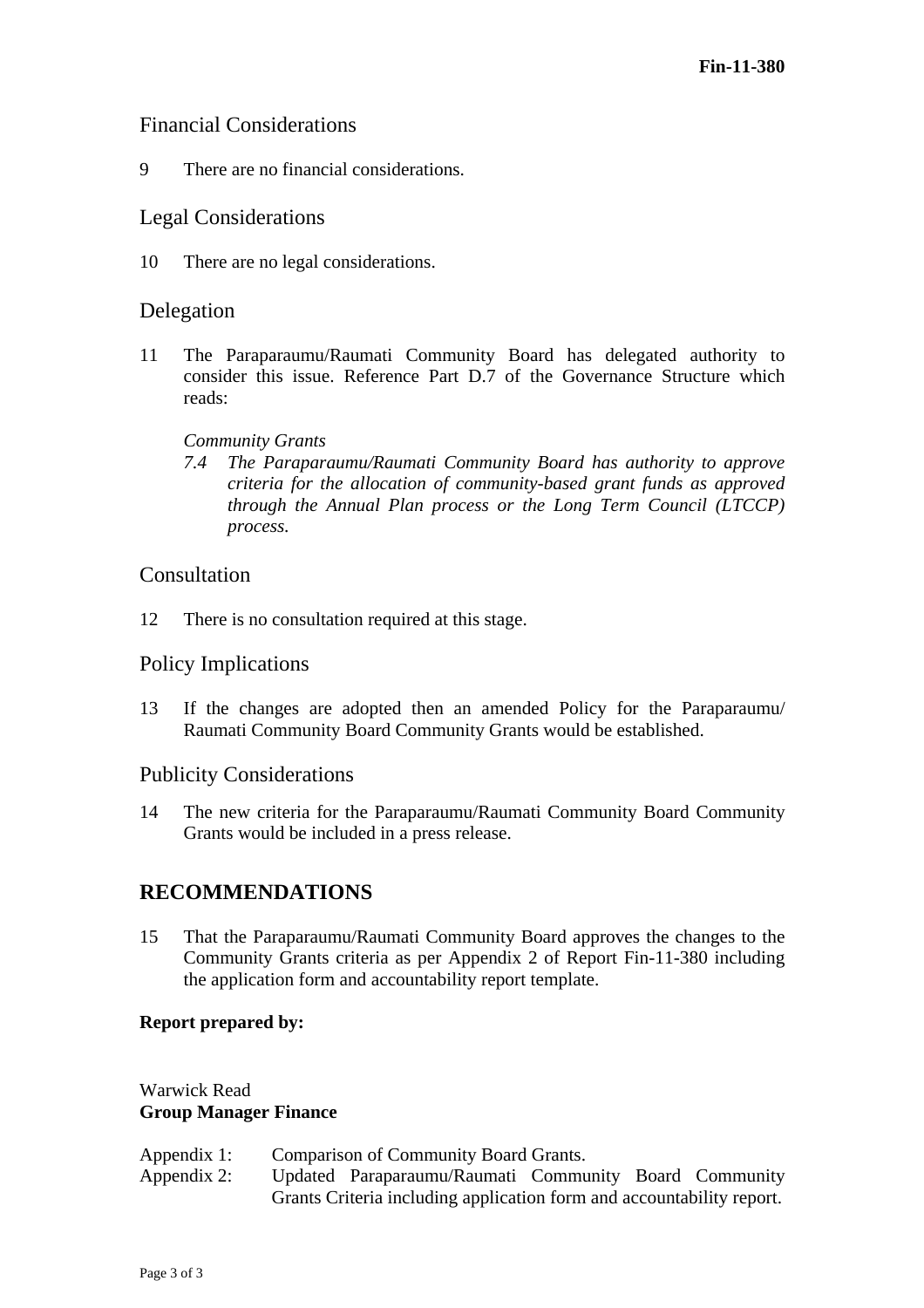## Financial Considerations

9 There are no financial considerations.

## Legal Considerations

10 There are no legal considerations.

## Delegation

11 The Paraparaumu/Raumati Community Board has delegated authority to consider this issue. Reference Part D.7 of the Governance Structure which reads:

*Community Grants*

*7.4 The Paraparaumu/Raumati Community Board has authority to approve criteria for the allocation of community-based grant funds as approved through the Annual Plan process or the Long Term Council (LTCCP) process.*

## Consultation

12 There is no consultation required at this stage.

## Policy Implications

13 If the changes are adopted then an amended Policy for the Paraparaumu/ Raumati Community Board Community Grants would be established.

## Publicity Considerations

14 The new criteria for the Paraparaumu/Raumati Community Board Community Grants would be included in a press release.

# RECOMMENDATIONS

15 That the Paraparaumu/Raumati Community Board approves the changes to the Community Grants criteria as per Appendix 2 of Report Fin-11-380 including the application form and accountability report template.

**Report prepared by:**

Warwick Read
**Group Manager Finance**

Appendix 1: Comparison of Community Board Grants.
Appendix 2: Updated Paraparaumu/Raumati Community Board Community Grants Criteria including application form and accountability report.